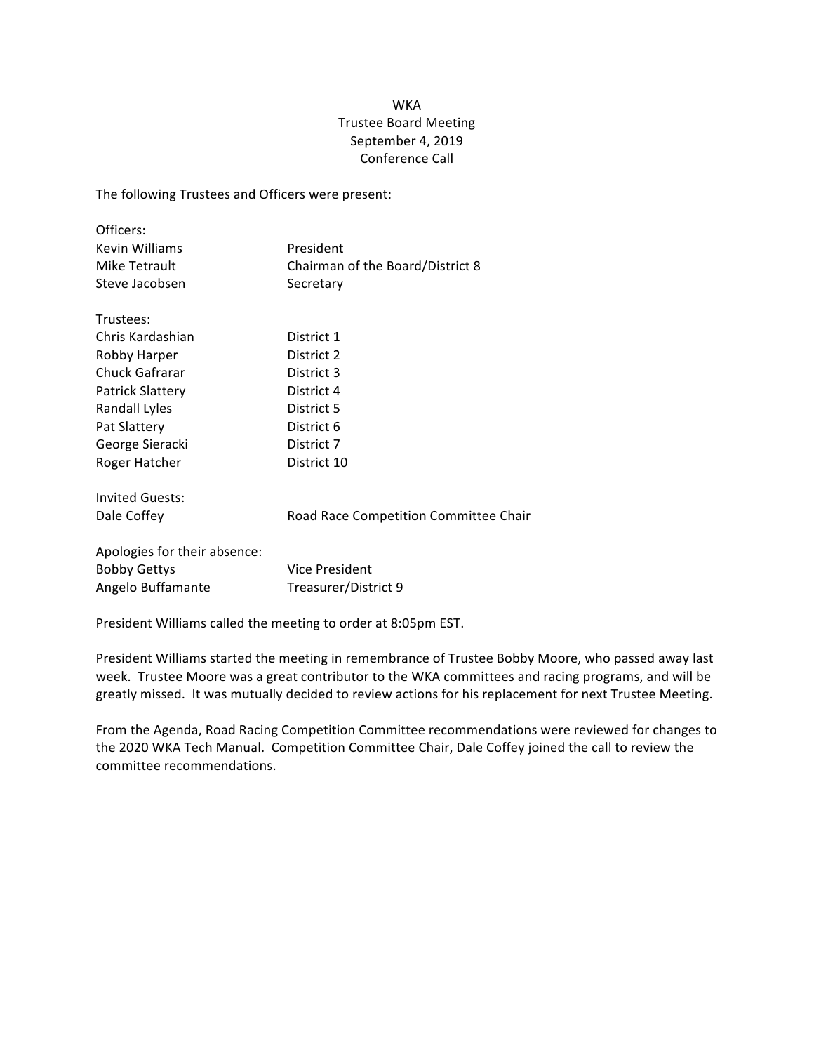# WKA
## Trustee Board Meeting
### September 4, 2019
### Conference Call

The following Trustees and Officers were present:

| | |
|---|---|
| **Officers:** | |
| Kevin Williams | President |
| Mike Tetrault | Chairman of the Board/District 8 |
| Steve Jacobsen | Secretary |
| **Trustees:** | |
| Chris Kardashian | District 1 |
| Robby Harper | District 2 |
| Chuck Gafrarar | District 3 |
| Patrick Slattery | District 4 |
| Randall Lyles | District 5 |
| Pat Slattery | District 6 |
| George Sieracki | District 7 |
| Roger Hatcher | District 10 |
| **Invited Guests:** | |
| Dale Coffey | Road Race Competition Committee Chair |
| **Apologies for their absence:** | |
| Bobby Gettys | Vice President |
| Angelo Buffamante | Treasurer/District 9 |

President Williams called the meeting to order at 8:05pm EST.

President Williams started the meeting in remembrance of Trustee Bobby Moore, who passed away last week. Trustee Moore was a great contributor to the WKA committees and racing programs, and will be greatly missed. It was mutually decided to review actions for his replacement for next Trustee Meeting.

From the Agenda, Road Racing Competition Committee recommendations were reviewed for changes to the 2020 WKA Tech Manual. Competition Committee Chair, Dale Coffey joined the call to review the committee recommendations.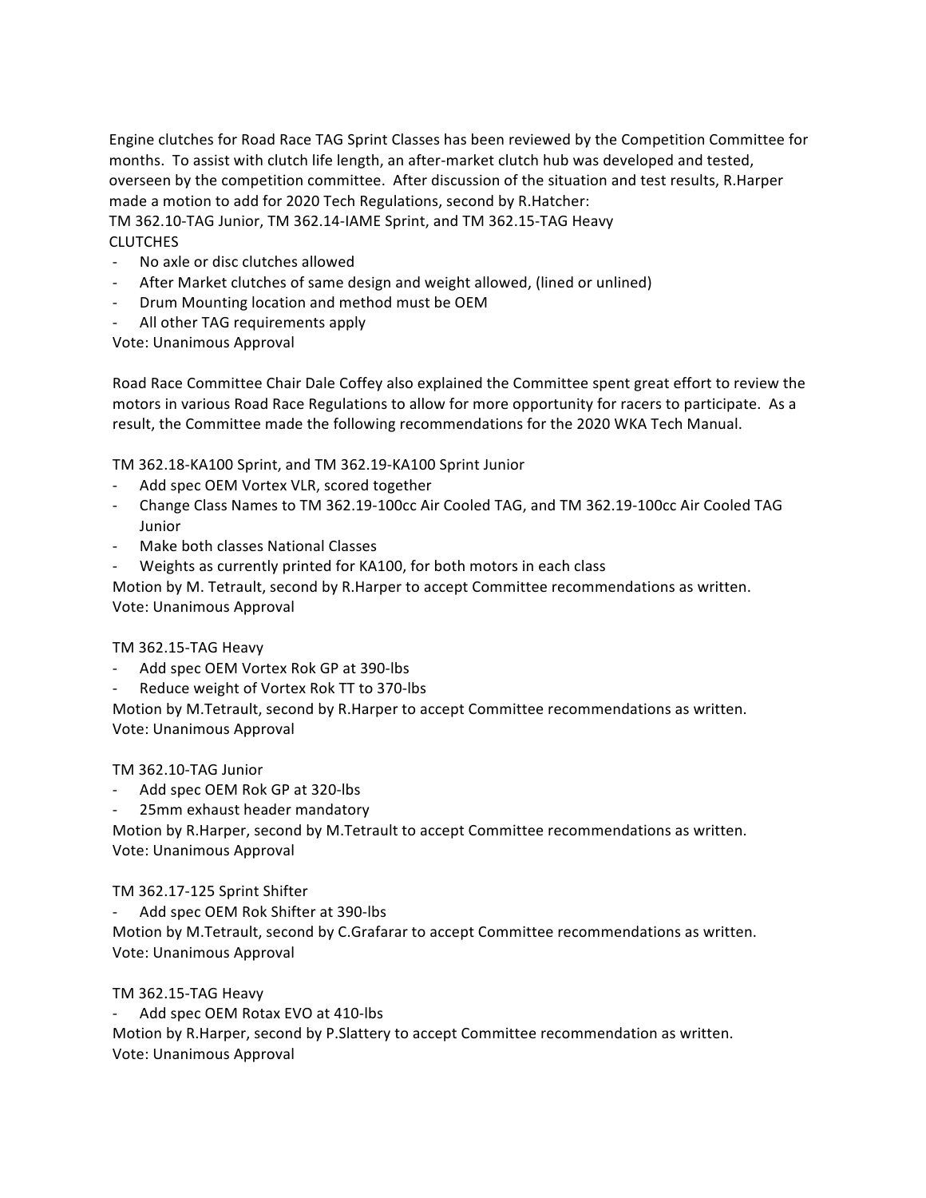Engine clutches for Road Race TAG Sprint Classes has been reviewed by the Competition Committee for months. To assist with clutch life length, an after-market clutch hub was developed and tested, overseen by the competition committee. After discussion of the situation and test results, R.Harper made a motion to add for 2020 Tech Regulations, second by R.Hatcher:

TM 362.10-TAG Junior, TM 362.14-IAME Sprint, and TM 362.15-TAG Heavy

CLUTCHES

- No axle or disc clutches allowed
- After Market clutches of same design and weight allowed, (lined or unlined)
- Drum Mounting location and method must be OEM
- All other TAG requirements apply

Vote: Unanimous Approval

Road Race Committee Chair Dale Coffey also explained the Committee spent great effort to review the motors in various Road Race Regulations to allow for more opportunity for racers to participate. As a result, the Committee made the following recommendations for the 2020 WKA Tech Manual.

TM 362.18-KA100 Sprint, and TM 362.19-KA100 Sprint Junior

- Add spec OEM Vortex VLR, scored together
- Change Class Names to TM 362.19-100cc Air Cooled TAG, and TM 362.19-100cc Air Cooled TAG Junior
- Make both classes National Classes
- Weights as currently printed for KA100, for both motors in each class

Motion by M. Tetrault, second by R.Harper to accept Committee recommendations as written.

Vote: Unanimous Approval

TM 362.15-TAG Heavy

- Add spec OEM Vortex Rok GP at 390-lbs
- Reduce weight of Vortex Rok TT to 370-lbs

Motion by M.Tetrault, second by R.Harper to accept Committee recommendations as written.

Vote: Unanimous Approval

TM 362.10-TAG Junior

- Add spec OEM Rok GP at 320-lbs
- 25mm exhaust header mandatory

Motion by R.Harper, second by M.Tetrault to accept Committee recommendations as written.

Vote: Unanimous Approval

TM 362.17-125 Sprint Shifter

- Add spec OEM Rok Shifter at 390-lbs

Motion by M.Tetrault, second by C.Grafarar to accept Committee recommendations as written.

Vote: Unanimous Approval

TM 362.15-TAG Heavy

- Add spec OEM Rotax EVO at 410-lbs

Motion by R.Harper, second by P.Slattery to accept Committee recommendation as written.

Vote: Unanimous Approval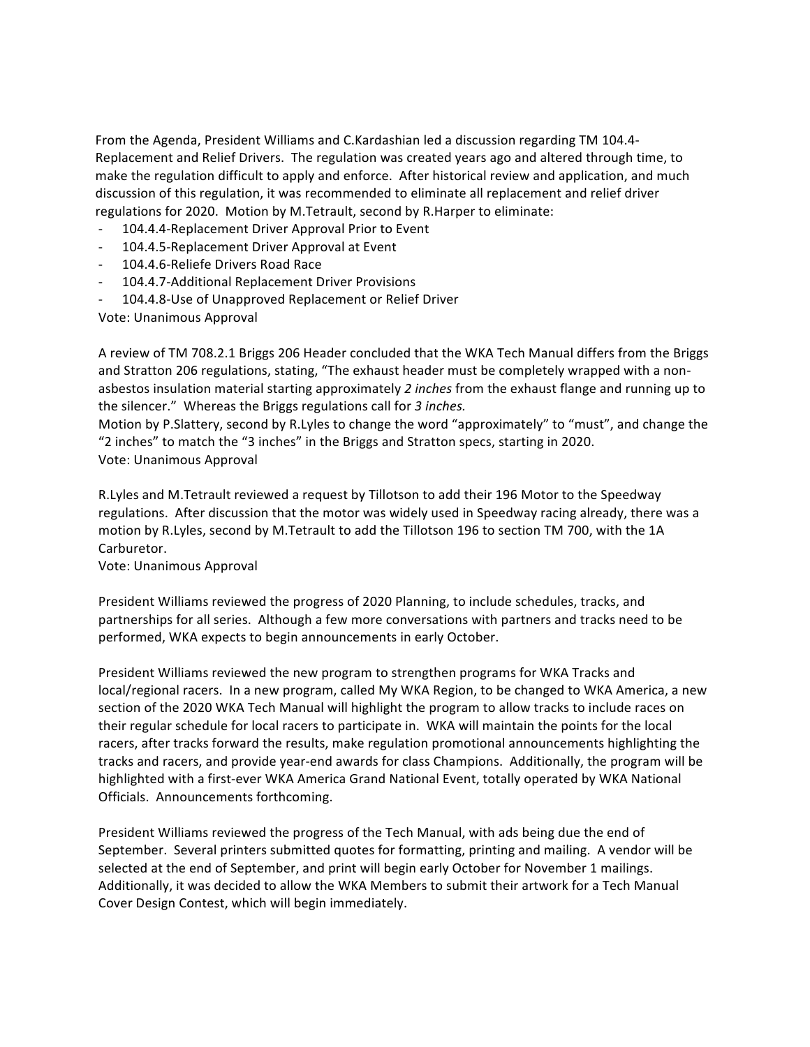From the Agenda, President Williams and C.Kardashian led a discussion regarding TM 104.4-Replacement and Relief Drivers. The regulation was created years ago and altered through time, to make the regulation difficult to apply and enforce. After historical review and application, and much discussion of this regulation, it was recommended to eliminate all replacement and relief driver regulations for 2020. Motion by M.Tetrault, second by R.Harper to eliminate:

- 104.4.4-Replacement Driver Approval Prior to Event
- 104.4.5-Replacement Driver Approval at Event
- 104.4.6-Reliefe Drivers Road Race
- 104.4.7-Additional Replacement Driver Provisions
- 104.4.8-Use of Unapproved Replacement or Relief Driver

Vote: Unanimous Approval

A review of TM 708.2.1 Briggs 206 Header concluded that the WKA Tech Manual differs from the Briggs and Stratton 206 regulations, stating, "The exhaust header must be completely wrapped with a non-asbestos insulation material starting approximately *2 inches* from the exhaust flange and running up to the silencer." Whereas the Briggs regulations call for *3 inches.*
Motion by P.Slattery, second by R.Lyles to change the word "approximately" to "must", and change the "2 inches" to match the "3 inches" in the Briggs and Stratton specs, starting in 2020.
Vote: Unanimous Approval

R.Lyles and M.Tetrault reviewed a request by Tillotson to add their 196 Motor to the Speedway regulations. After discussion that the motor was widely used in Speedway racing already, there was a motion by R.Lyles, second by M.Tetrault to add the Tillotson 196 to section TM 700, with the 1A Carburetor.
Vote: Unanimous Approval

President Williams reviewed the progress of 2020 Planning, to include schedules, tracks, and partnerships for all series. Although a few more conversations with partners and tracks need to be performed, WKA expects to begin announcements in early October.

President Williams reviewed the new program to strengthen programs for WKA Tracks and local/regional racers. In a new program, called My WKA Region, to be changed to WKA America, a new section of the 2020 WKA Tech Manual will highlight the program to allow tracks to include races on their regular schedule for local racers to participate in. WKA will maintain the points for the local racers, after tracks forward the results, make regulation promotional announcements highlighting the tracks and racers, and provide year-end awards for class Champions. Additionally, the program will be highlighted with a first-ever WKA America Grand National Event, totally operated by WKA National Officials. Announcements forthcoming.

President Williams reviewed the progress of the Tech Manual, with ads being due the end of September. Several printers submitted quotes for formatting, printing and mailing. A vendor will be selected at the end of September, and print will begin early October for November 1 mailings. Additionally, it was decided to allow the WKA Members to submit their artwork for a Tech Manual Cover Design Contest, which will begin immediately.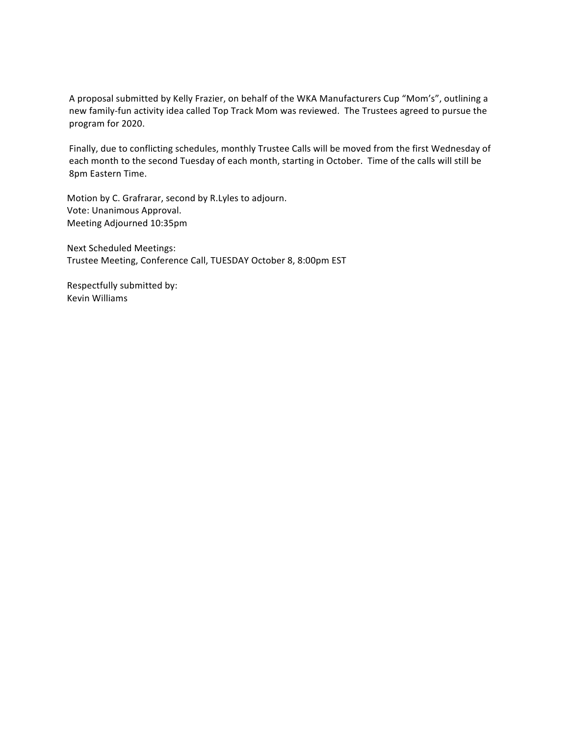A proposal submitted by Kelly Frazier, on behalf of the WKA Manufacturers Cup "Mom's", outlining a new family-fun activity idea called Top Track Mom was reviewed. The Trustees agreed to pursue the program for 2020.

Finally, due to conflicting schedules, monthly Trustee Calls will be moved from the first Wednesday of each month to the second Tuesday of each month, starting in October. Time of the calls will still be 8pm Eastern Time.

Motion by C. Grafrarar, second by R.Lyles to adjourn.
Vote: Unanimous Approval.
Meeting Adjourned 10:35pm

Next Scheduled Meetings:
Trustee Meeting, Conference Call, TUESDAY October 8, 8:00pm EST

Respectfully submitted by:
Kevin Williams